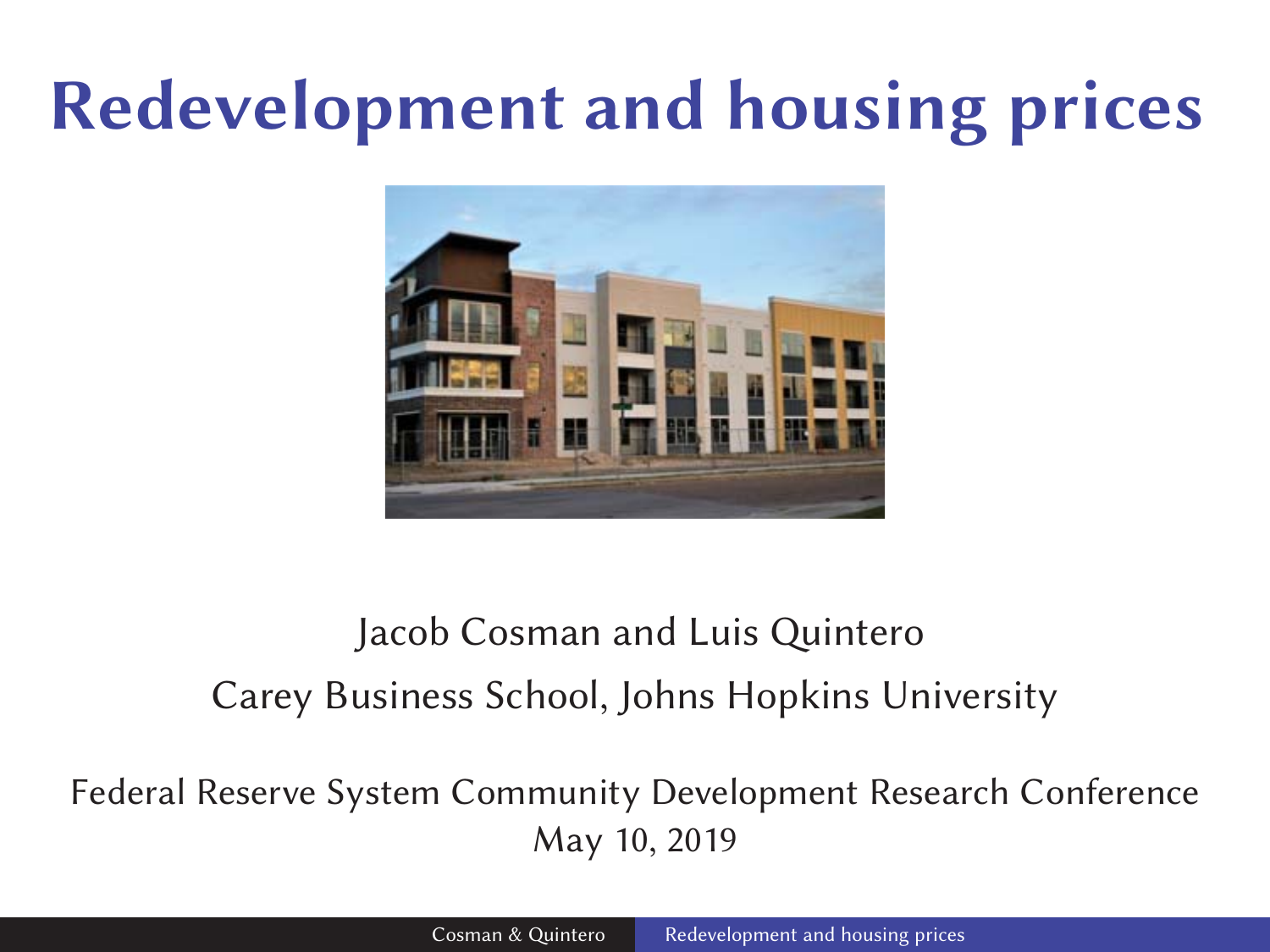# Redevelopment and housing prices

Jacob Cosman and Luis Quintero

Carey Business School, Johns Hopkins University

Federal Reserve System Community Development Research Conference

May 10, 2019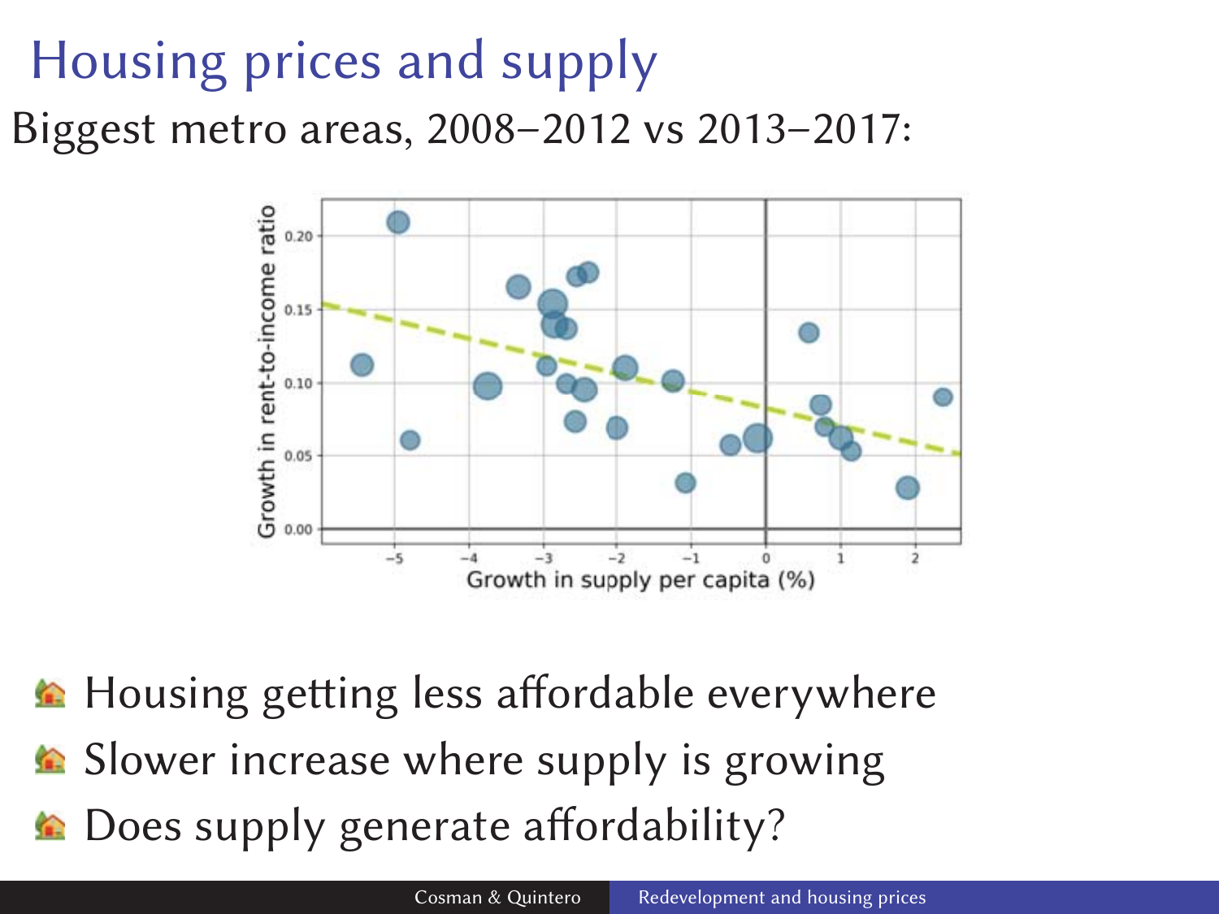# Housing prices and supply

Biggest metro areas, 2008–2012 vs 2013–2017:

- Housing getting less affordable everywhere
- Slower increase where supply is growing
- Does supply generate affordability?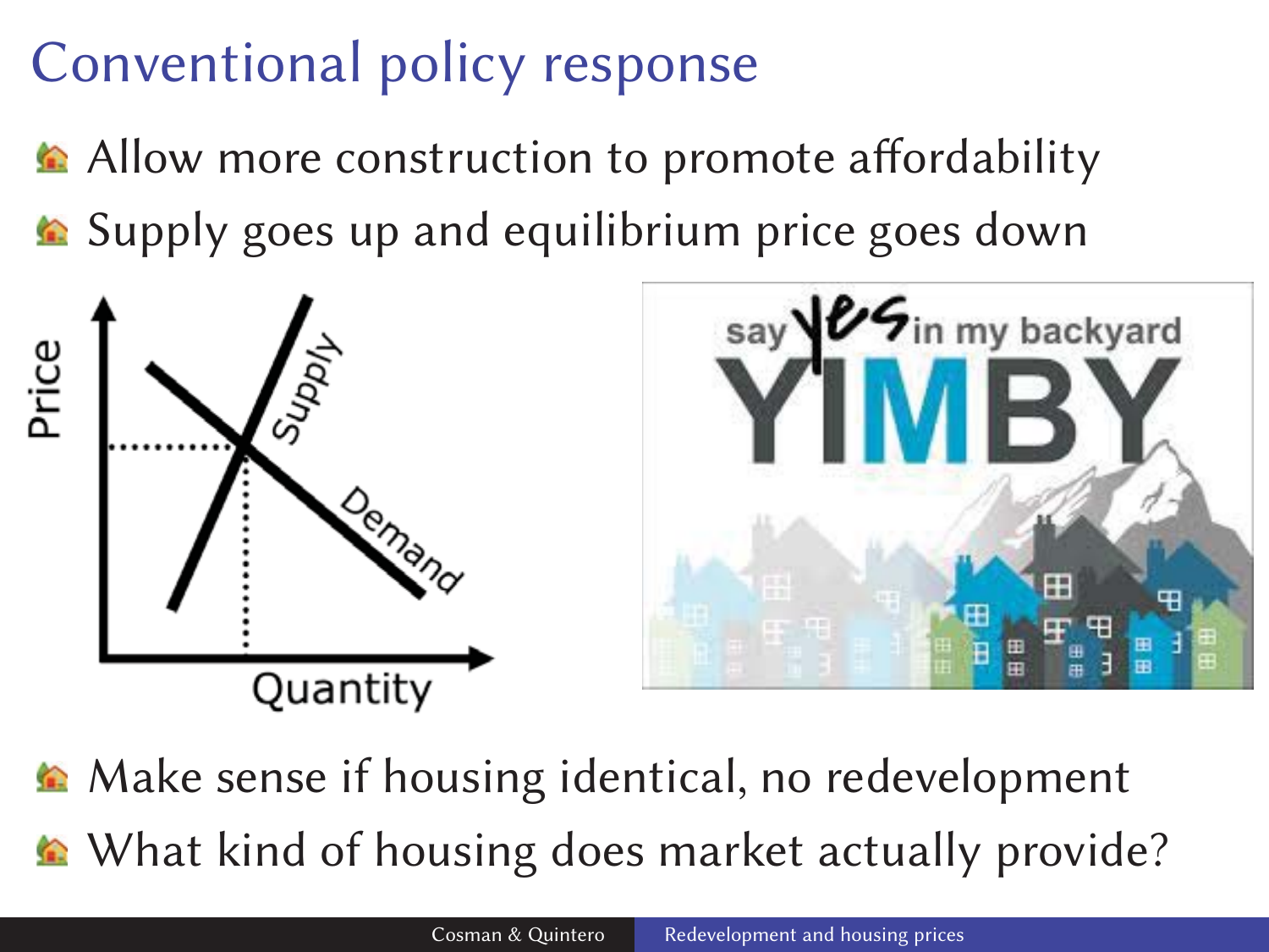# Conventional policy response

- Allow more construction to promote affordability
- Supply goes up and equilibrium price goes down

- Make sense if housing identical, no redevelopment
- What kind of housing does market actually provide?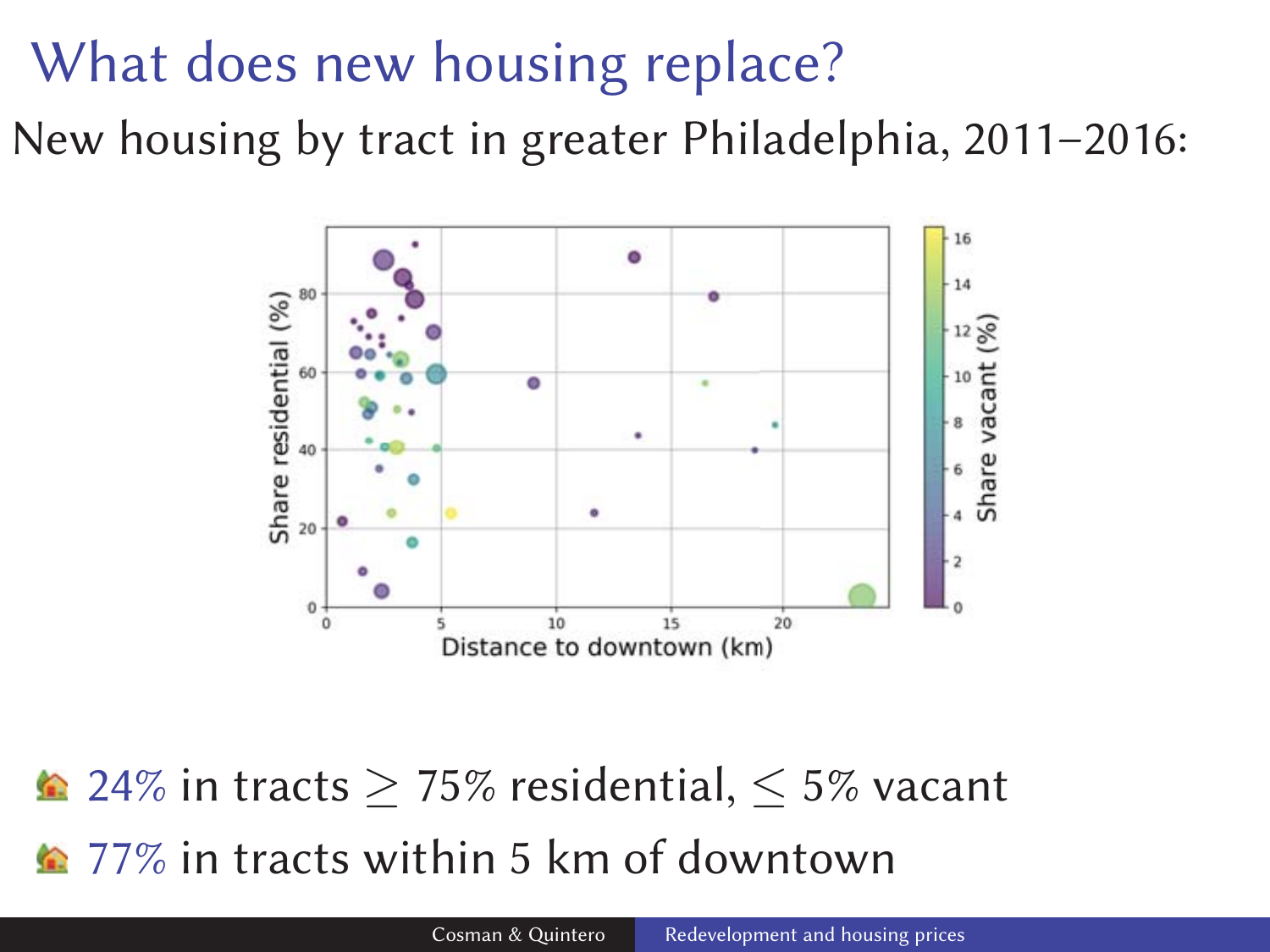# What does new housing replace?

New housing by tract in greater Philadelphia, 2011–2016:

- 24% in tracts $\geq$ 75% residential, $\leq$ 5% vacant
- 77% in tracts within 5 km of downtown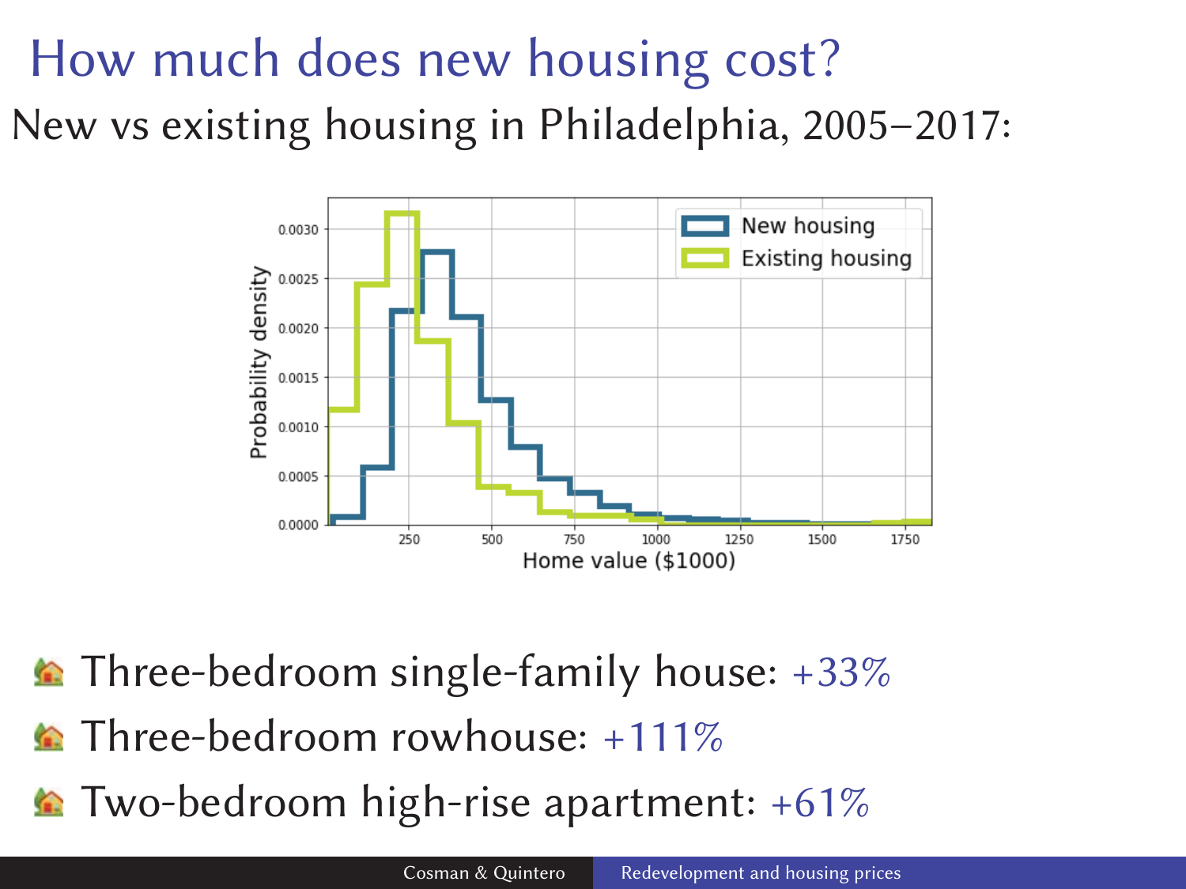# How much does new housing cost?

New vs existing housing in Philadelphia, 2005–2017:

- Three-bedroom single-family house: +33%
- Three-bedroom rowhouse: +111%
- Two-bedroom high-rise apartment: +61%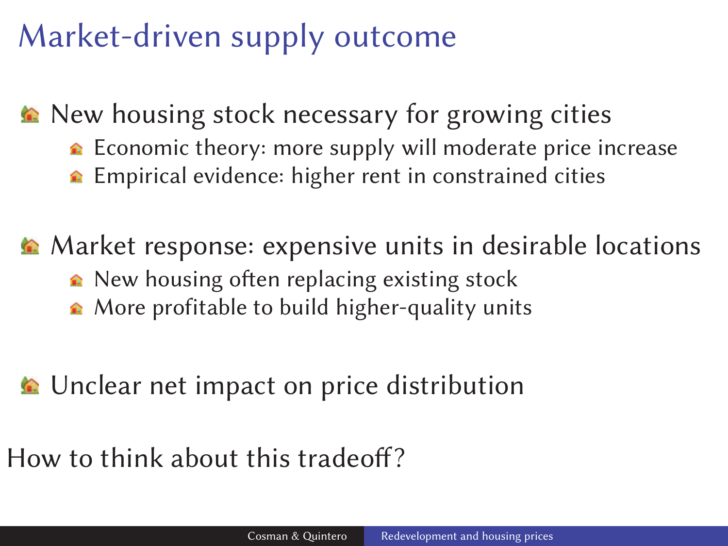# Market-driven supply outcome

- New housing stock necessary for growing cities
  - Economic theory: more supply will moderate price increase
  - Empirical evidence: higher rent in constrained cities
- Market response: expensive units in desirable locations
  - New housing often replacing existing stock
  - More profitable to build higher-quality units
- Unclear net impact on price distribution

How to think about this tradeoff?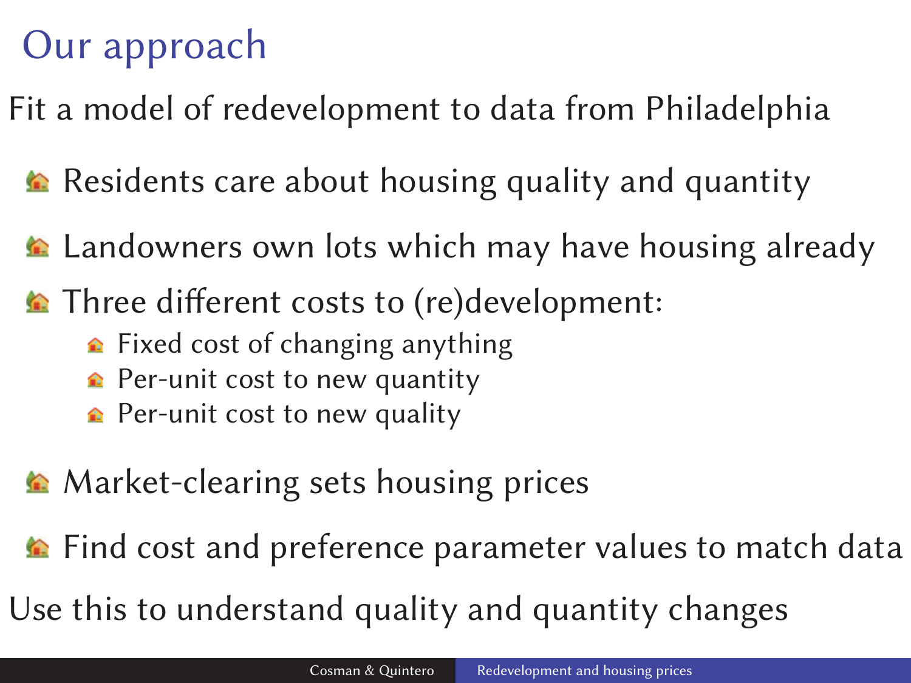# Our approach

Fit a model of redevelopment to data from Philadelphia

- Residents care about housing quality and quantity
- Landowners own lots which may have housing already
- Three different costs to (re)development:
  - Fixed cost of changing anything
  - Per-unit cost to new quantity
  - Per-unit cost to new quality
- Market-clearing sets housing prices
- Find cost and preference parameter values to match data

Use this to understand quality and quantity changes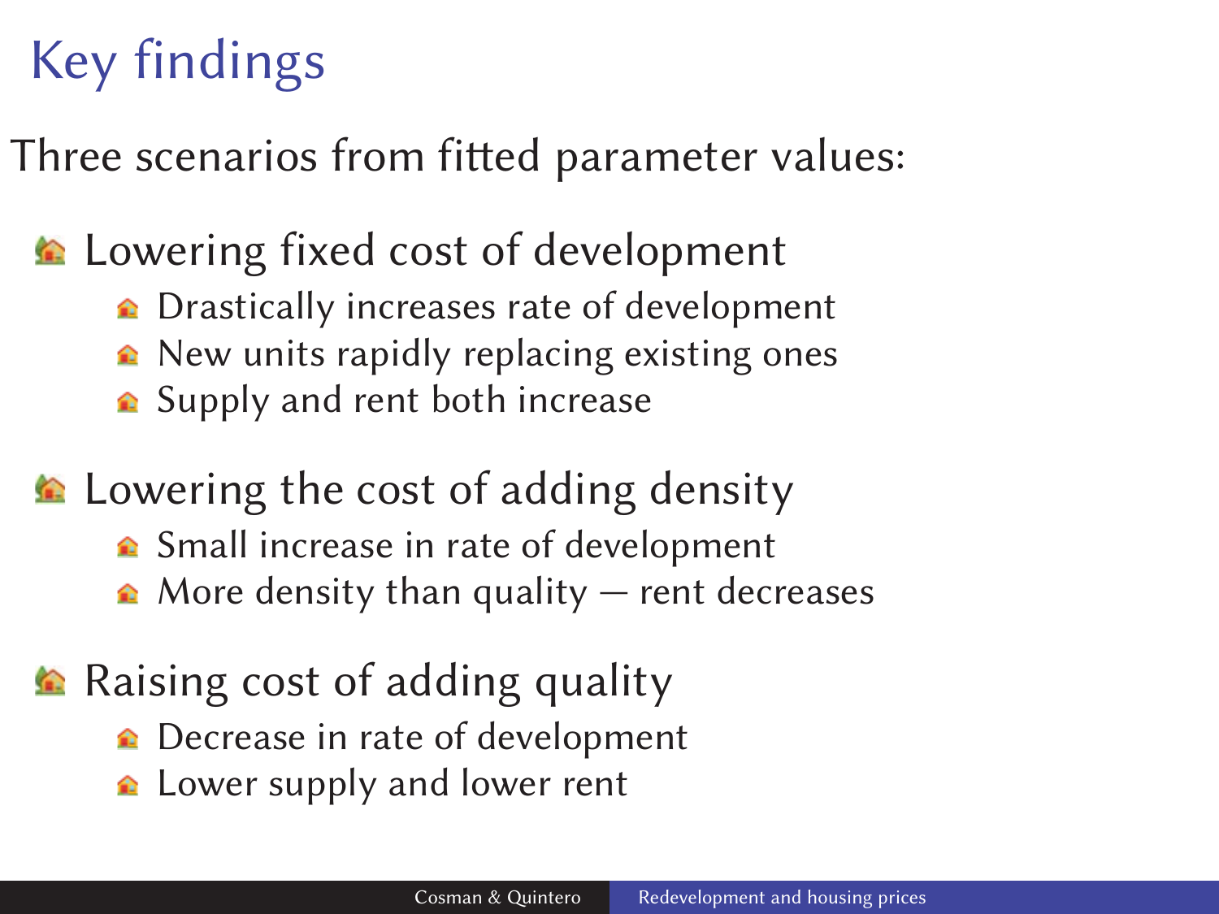# Key findings

Three scenarios from fitted parameter values:

- Lowering fixed cost of development
  - Drastically increases rate of development
  - New units rapidly replacing existing ones
  - Supply and rent both increase
- Lowering the cost of adding density
  - Small increase in rate of development
  - More density than quality — rent decreases
- Raising cost of adding quality
  - Decrease in rate of development
  - Lower supply and lower rent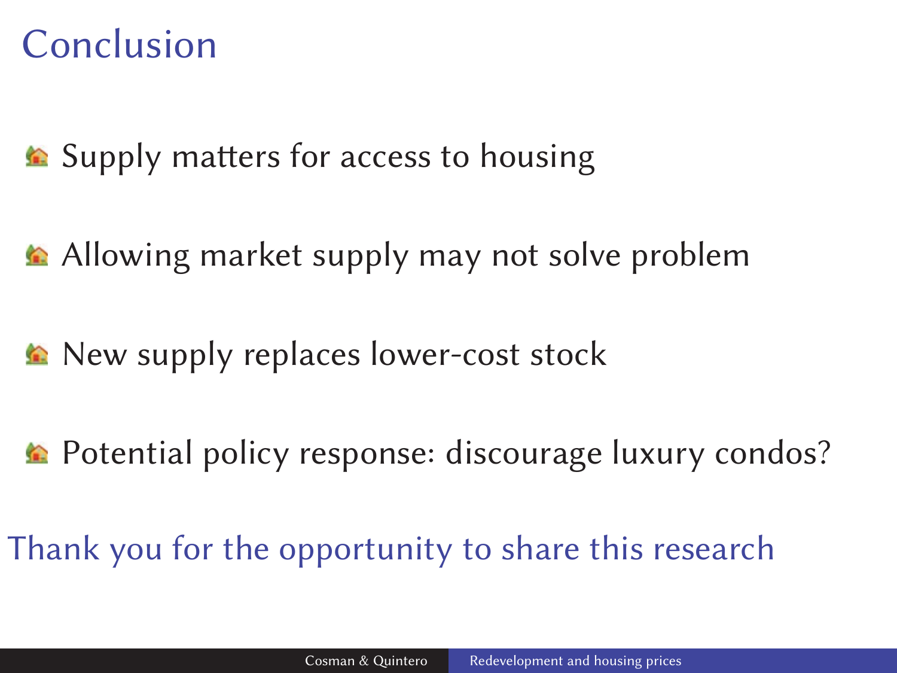# Conclusion

- Supply matters for access to housing
- Allowing market supply may not solve problem
- New supply replaces lower-cost stock
- Potential policy response: discourage luxury condos?

Thank you for the opportunity to share this research